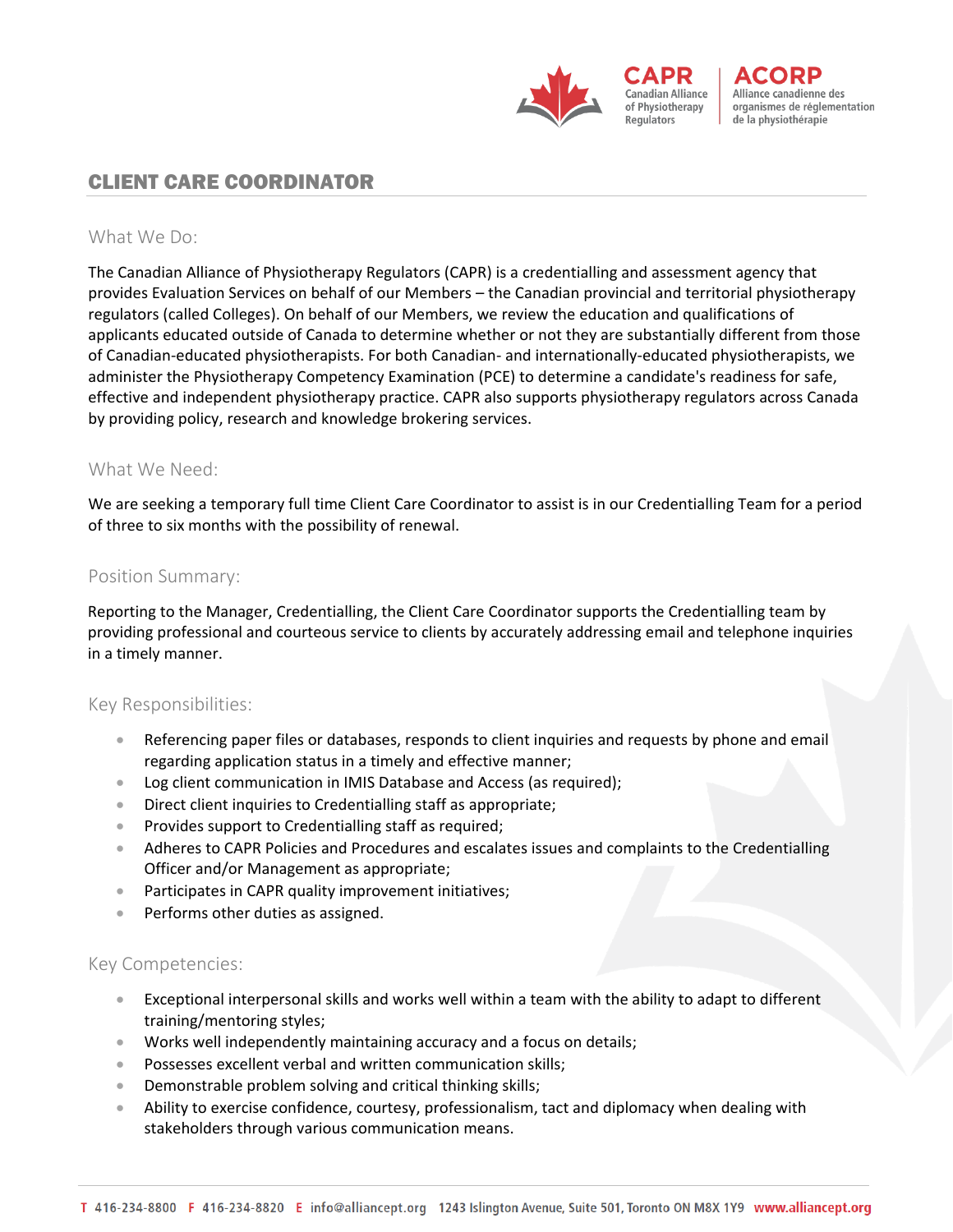# CLIENT CARE COORDINATOR

## What We Do:

The Canadian Alliance of Physiotherapy Regulators (CAPR) is a credentialling and assessment agency that provides Evaluation Services on behalf of our Members – the Canadian provincial and territorial physiotherapy regulators (called Colleges). On behalf of our Members, we review the education and qualifications of applicants educated outside of Canada to determine whether or not they are substantially different from those of Canadian-educated physiotherapists. For both Canadian- and internationally-educated physiotherapists, we administer the Physiotherapy Competency Examination (PCE) to determine a candidate's readiness for safe, effective and independent physiotherapy practice. CAPR also supports physiotherapy regulators across Canada by providing policy, research and knowledge brokering services.

## What We Need:

We are seeking a temporary full time Client Care Coordinator to assist is in our Credentialling Team for a period of three to six months with the possibility of renewal.

## Position Summary:

Reporting to the Manager, Credentialling, the Client Care Coordinator supports the Credentialling team by providing professional and courteous service to clients by accurately addressing email and telephone inquiries in a timely manner.

## Key Responsibilities:

- Referencing paper files or databases, responds to client inquiries and requests by phone and email regarding application status in a timely and effective manner;
- Log client communication in IMIS Database and Access (as required);
- Direct client inquiries to Credentialling staff as appropriate;
- Provides support to Credentialling staff as required;
- Adheres to CAPR Policies and Procedures and escalates issues and complaints to the Credentialling Officer and/or Management as appropriate;
- Participates in CAPR quality improvement initiatives;
- Performs other duties as assigned.

## Key Competencies:

- Exceptional interpersonal skills and works well within a team with the ability to adapt to different training/mentoring styles;
- Works well independently maintaining accuracy and a focus on details;
- Possesses excellent verbal and written communication skills;
- Demonstrable problem solving and critical thinking skills;
- Ability to exercise confidence, courtesy, professionalism, tact and diplomacy when dealing with stakeholders through various communication means.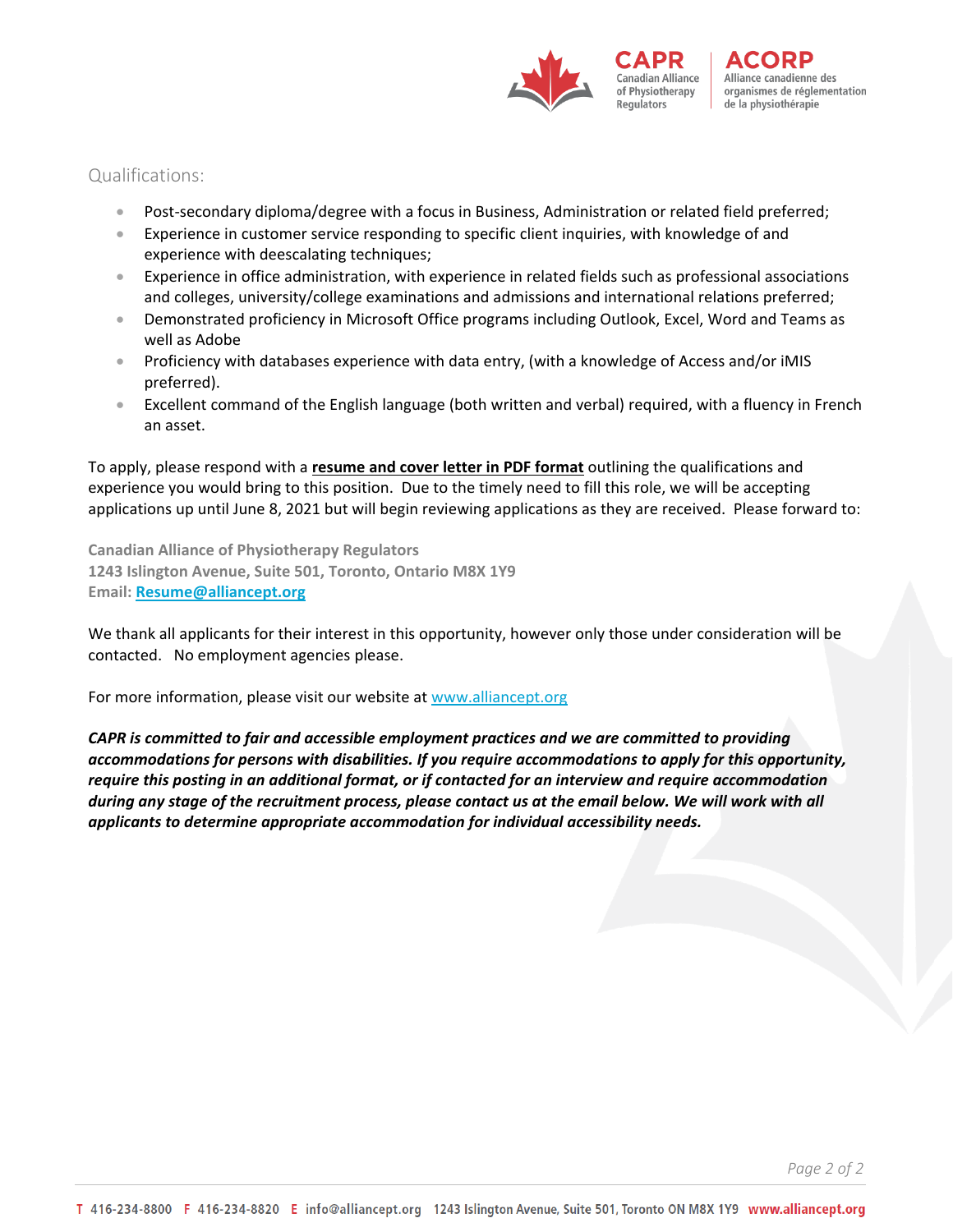## Qualifications:

- Post-secondary diploma/degree with a focus in Business, Administration or related field preferred;
- Experience in customer service responding to specific client inquiries, with knowledge of and experience with deescalating techniques;
- Experience in office administration, with experience in related fields such as professional associations and colleges, university/college examinations and admissions and international relations preferred;
- Demonstrated proficiency in Microsoft Office programs including Outlook, Excel, Word and Teams as well as Adobe
- Proficiency with databases experience with data entry, (with a knowledge of Access and/or iMIS preferred).
- Excellent command of the English language (both written and verbal) required, with a fluency in French an asset.

To apply, please respond with a **resume and cover letter in PDF format** outlining the qualifications and experience you would bring to this position. Due to the timely need to fill this role, we will be accepting applications up until June 8, 2021 but will begin reviewing applications as they are received. Please forward to:

**Canadian Alliance of Physiotherapy Regulators**
**1243 Islington Avenue, Suite 501, Toronto, Ontario M8X 1Y9**
**Email: Resume@alliancept.org**

We thank all applicants for their interest in this opportunity, however only those under consideration will be contacted. No employment agencies please.

For more information, please visit our website at www.alliancept.org

***CAPR is committed to fair and accessible employment practices and we are committed to providing accommodations for persons with disabilities. If you require accommodations to apply for this opportunity, require this posting in an additional format, or if contacted for an interview and require accommodation during any stage of the recruitment process, please contact us at the email below. We will work with all applicants to determine appropriate accommodation for individual accessibility needs.***